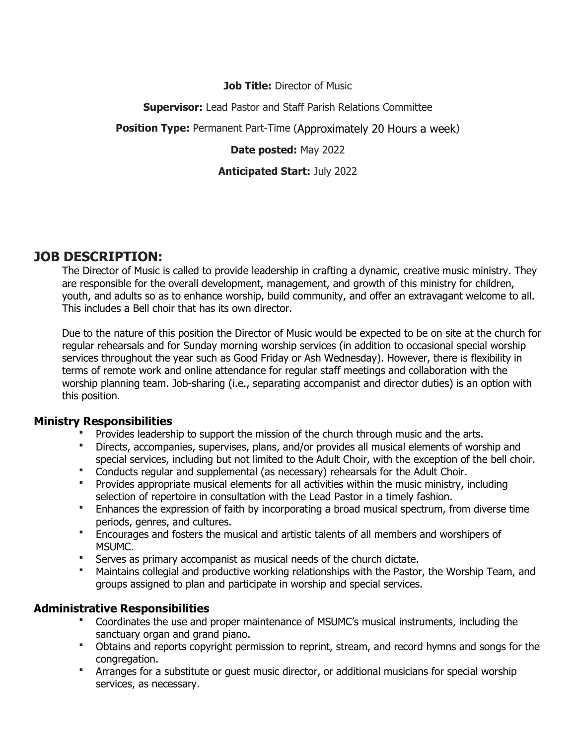**Job Title:** Director of Music

**Supervisor:** Lead Pastor and Staff Parish Relations Committee

**Position Type:** Permanent Part-Time (Approximately 20 Hours a week)

**Date posted:** May 2022

**Anticipated Start:** July 2022

# JOB DESCRIPTION:

The Director of Music is called to provide leadership in crafting a dynamic, creative music ministry. They are responsible for the overall development, management, and growth of this ministry for children, youth, and adults so as to enhance worship, build community, and offer an extravagant welcome to all. This includes a Bell choir that has its own director.

Due to the nature of this position the Director of Music would be expected to be on site at the church for regular rehearsals and for Sunday morning worship services (in addition to occasional special worship services throughout the year such as Good Friday or Ash Wednesday). However, there is flexibility in terms of remote work and online attendance for regular staff meetings and collaboration with the worship planning team. Job-sharing (i.e., separating accompanist and director duties) is an option with this position.

## Ministry Responsibilities

- Provides leadership to support the mission of the church through music and the arts.
- Directs, accompanies, supervises, plans, and/or provides all musical elements of worship and special services, including but not limited to the Adult Choir, with the exception of the bell choir.
- Conducts regular and supplemental (as necessary) rehearsals for the Adult Choir.
- Provides appropriate musical elements for all activities within the music ministry, including selection of repertoire in consultation with the Lead Pastor in a timely fashion.
- Enhances the expression of faith by incorporating a broad musical spectrum, from diverse time periods, genres, and cultures.
- Encourages and fosters the musical and artistic talents of all members and worshipers of MSUMC.
- Serves as primary accompanist as musical needs of the church dictate.
- Maintains collegial and productive working relationships with the Pastor, the Worship Team, and groups assigned to plan and participate in worship and special services.

## Administrative Responsibilities

- Coordinates the use and proper maintenance of MSUMC's musical instruments, including the sanctuary organ and grand piano.
- Obtains and reports copyright permission to reprint, stream, and record hymns and songs for the congregation.
- Arranges for a substitute or guest music director, or additional musicians for special worship services, as necessary.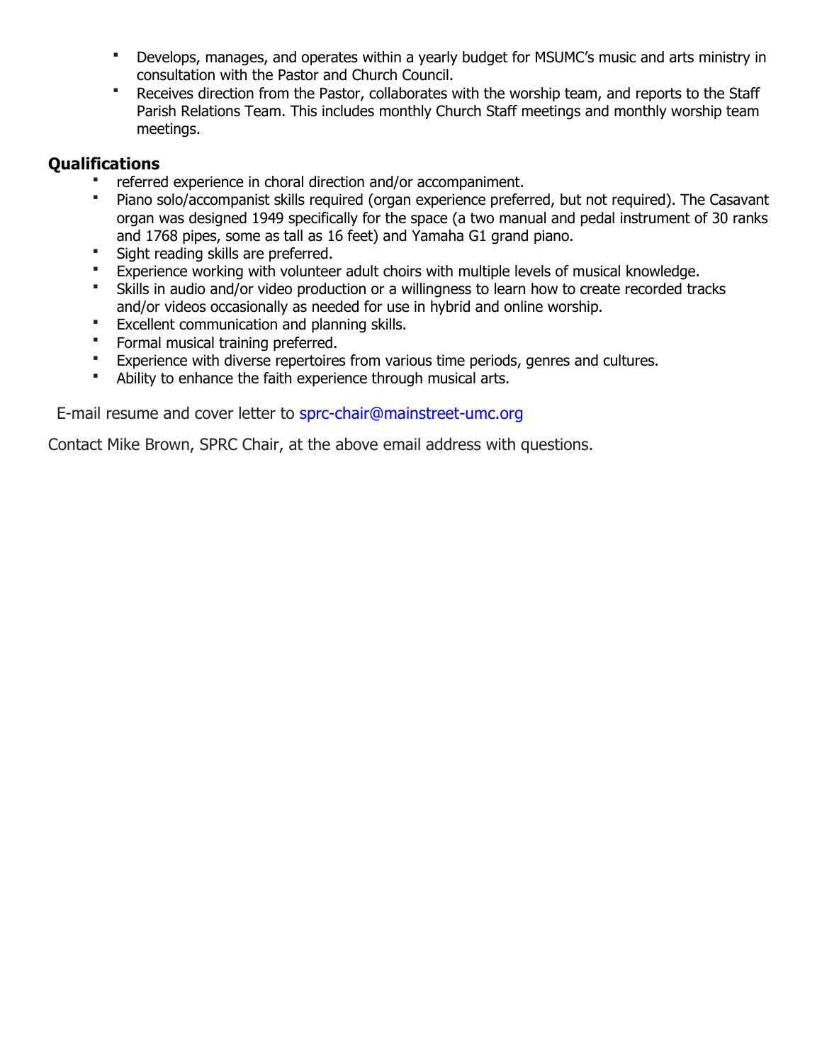- Develops, manages, and operates within a yearly budget for MSUMC's music and arts ministry in consultation with the Pastor and Church Council.
- Receives direction from the Pastor, collaborates with the worship team, and reports to the Staff Parish Relations Team. This includes monthly Church Staff meetings and monthly worship team meetings.

## Qualifications

- referred experience in choral direction and/or accompaniment.
- Piano solo/accompanist skills required (organ experience preferred, but not required). The Casavant organ was designed 1949 specifically for the space (a two manual and pedal instrument of 30 ranks and 1768 pipes, some as tall as 16 feet) and Yamaha G1 grand piano.
- Sight reading skills are preferred.
- Experience working with volunteer adult choirs with multiple levels of musical knowledge.
- Skills in audio and/or video production or a willingness to learn how to create recorded tracks and/or videos occasionally as needed for use in hybrid and online worship.
- Excellent communication and planning skills.
- Formal musical training preferred.
- Experience with diverse repertoires from various time periods, genres and cultures.
- Ability to enhance the faith experience through musical arts.

E-mail resume and cover letter to sprc-chair@mainstreet-umc.org

Contact Mike Brown, SPRC Chair, at the above email address with questions.